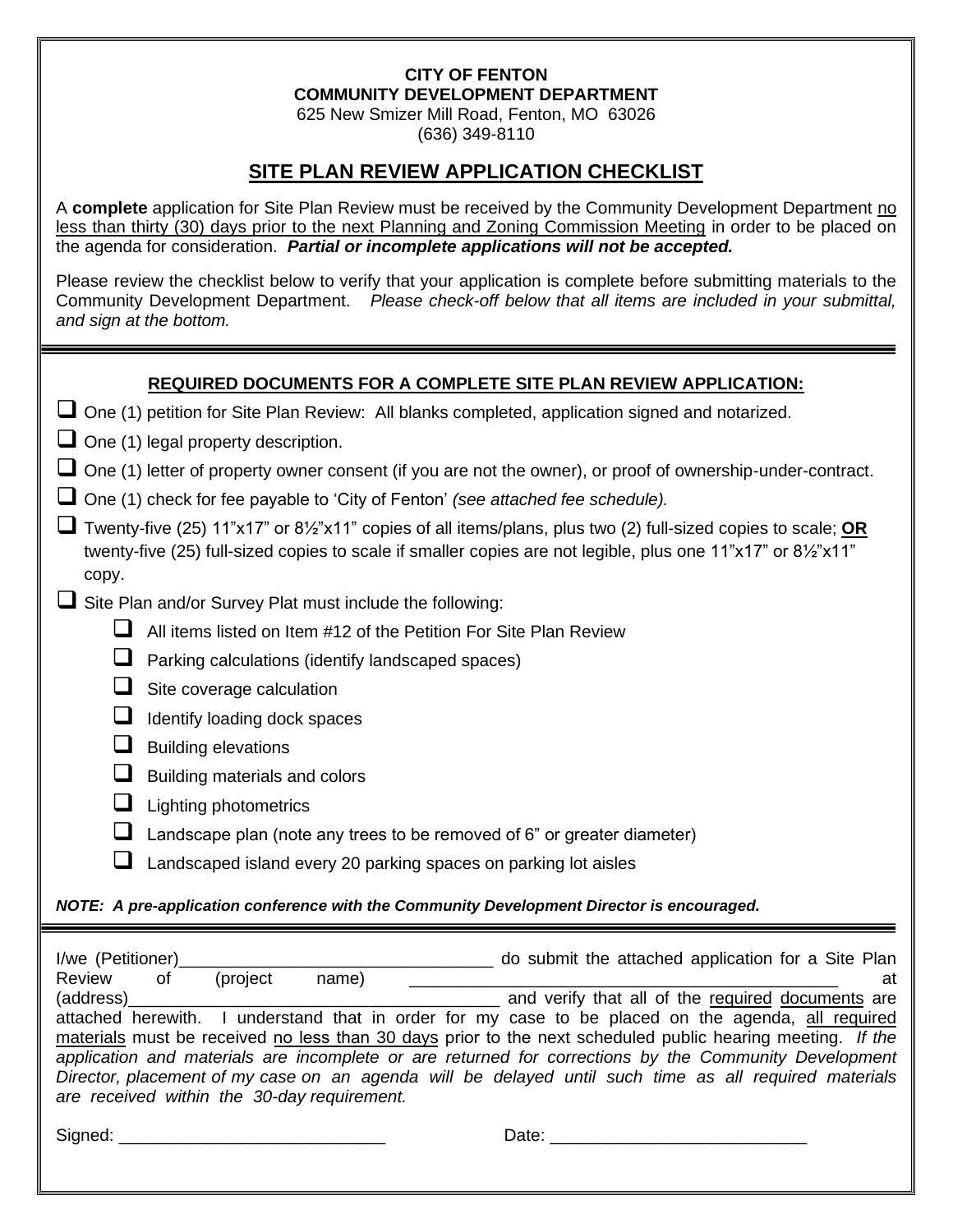**CITY OF FENTON**
**COMMUNITY DEVELOPMENT DEPARTMENT**
625 New Smizer Mill Road, Fenton, MO 63026
(636) 349-8110

# SITE PLAN REVIEW APPLICATION CHECKLIST

A **complete** application for Site Plan Review must be received by the Community Development Department no less than thirty (30) days prior to the next Planning and Zoning Commission Meeting in order to be placed on the agenda for consideration. ***Partial or incomplete applications will not be accepted.***

Please review the checklist below to verify that your application is complete before submitting materials to the Community Development Department. *Please check-off below that all items are included in your submittal, and sign at the bottom.*

---

## REQUIRED DOCUMENTS FOR A COMPLETE SITE PLAN REVIEW APPLICATION:

- ☐ One (1) petition for Site Plan Review: All blanks completed, application signed and notarized.
- ☐ One (1) legal property description.
- ☐ One (1) letter of property owner consent (if you are not the owner), or proof of ownership-under-contract.
- ☐ One (1) check for fee payable to 'City of Fenton' *(see attached fee schedule).*
- ☐ Twenty-five (25) 11"x17" or 8½"x11" copies of all items/plans, plus two (2) full-sized copies to scale; **OR** twenty-five (25) full-sized copies to scale if smaller copies are not legible, plus one 11"x17" or 8½"x11" copy.
- ☐ Site Plan and/or Survey Plat must include the following:
  - ☐ All items listed on Item #12 of the Petition For Site Plan Review
  - ☐ Parking calculations (identify landscaped spaces)
  - ☐ Site coverage calculation
  - ☐ Identify loading dock spaces
  - ☐ Building elevations
  - ☐ Building materials and colors
  - ☐ Lighting photometrics
  - ☐ Landscape plan (note any trees to be removed of 6" or greater diameter)
  - ☐ Landscaped island every 20 parking spaces on parking lot aisles

***NOTE: A pre-application conference with the Community Development Director is encouraged.***

---

I/we (Petitioner)_________________________________ do submit the attached application for a Site Plan Review of (project name) _____________________________________________ at (address)_______________________________________ and verify that all of the required documents are attached herewith. I understand that in order for my case to be placed on the agenda, all required materials must be received no less than 30 days prior to the next scheduled public hearing meeting. *If the application and materials are incomplete or are returned for corrections by the Community Development Director, placement of my case on an agenda will be delayed until such time as all required materials are received within the 30-day requirement.*

Signed: ____________________________ Date: ___________________________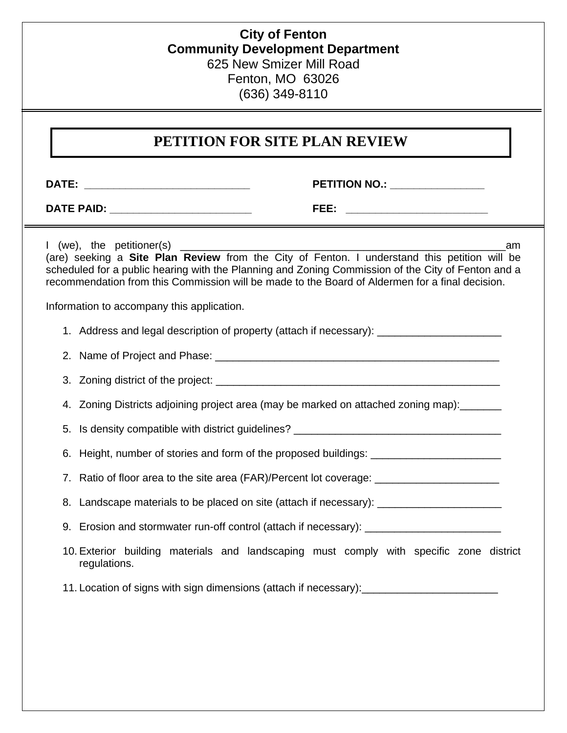**City of Fenton**
**Community Development Department**
625 New Smizer Mill Road
Fenton, MO 63026
(636) 349-8110

# PETITION FOR SITE PLAN REVIEW

**DATE:** ____________________________ **PETITION NO.:** ________________

**DATE PAID:** ________________________ **FEE:** ________________________

I (we), the petitioner(s) ________________________________________________________am (are) seeking a **Site Plan Review** from the City of Fenton. I understand this petition will be scheduled for a public hearing with the Planning and Zoning Commission of the City of Fenton and a recommendation from this Commission will be made to the Board of Aldermen for a final decision.

Information to accompany this application.

1. Address and legal description of property (attach if necessary): _____________________
2. Name of Project and Phase: __________________________________________________
3. Zoning district of the project: _________________________________________________
4. Zoning Districts adjoining project area (may be marked on attached zoning map):_______
5. Is density compatible with district guidelines? ___________________________________
6. Height, number of stories and form of the proposed buildings: ______________________
7. Ratio of floor area to the site area (FAR)/Percent lot coverage: _____________________
8. Landscape materials to be placed on site (attach if necessary): _____________________
9. Erosion and stormwater run-off control (attach if necessary): _______________________
10. Exterior building materials and landscaping must comply with specific zone district regulations.
11. Location of signs with sign dimensions (attach if necessary):_______________________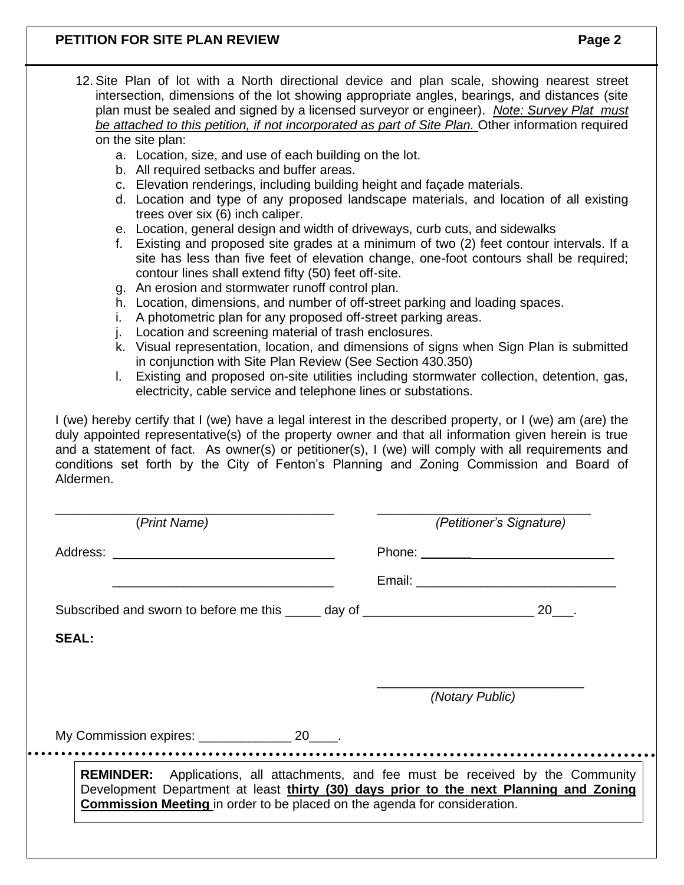**PETITION FOR SITE PLAN REVIEW**

12. Site Plan of lot with a North directional device and plan scale, showing nearest street intersection, dimensions of the lot showing appropriate angles, bearings, and distances (site plan must be sealed and signed by a licensed surveyor or engineer). *Note: Survey Plat must be attached to this petition, if not incorporated as part of Site Plan.* Other information required on the site plan:
    a. Location, size, and use of each building on the lot.
    b. All required setbacks and buffer areas.
    c. Elevation renderings, including building height and façade materials.
    d. Location and type of any proposed landscape materials, and location of all existing trees over six (6) inch caliper.
    e. Location, general design and width of driveways, curb cuts, and sidewalks
    f. Existing and proposed site grades at a minimum of two (2) feet contour intervals. If a site has less than five feet of elevation change, one-foot contours shall be required; contour lines shall extend fifty (50) feet off-site.
    g. An erosion and stormwater runoff control plan.
    h. Location, dimensions, and number of off-street parking and loading spaces.
    i. A photometric plan for any proposed off-street parking areas.
    j. Location and screening material of trash enclosures.
    k. Visual representation, location, and dimensions of signs when Sign Plan is submitted in conjunction with Site Plan Review (See Section 430.350)
    l. Existing and proposed on-site utilities including stormwater collection, detention, gas, electricity, cable service and telephone lines or substations.

I (we) hereby certify that I (we) have a legal interest in the described property, or I (we) am (are) the duly appointed representative(s) of the property owner and that all information given herein is true and a statement of fact. As owner(s) or petitioner(s), I (we) will comply with all requirements and conditions set forth by the City of Fenton's Planning and Zoning Commission and Board of Aldermen.

\_\_\_\_\_\_\_\_\_\_\_\_\_\_\_\_\_\_\_\_\_\_\_\_\_\_\_\_\_\_\_\_\_\_\_\_\_\_ (*Print Name*)

\_\_\_\_\_\_\_\_\_\_\_\_\_\_\_\_\_\_\_\_\_\_\_\_\_\_\_\_\_\_\_ (*Petitioner's Signature*)

Address: \_\_\_\_\_\_\_\_\_\_\_\_\_\_\_\_\_\_\_\_\_\_\_\_\_\_\_\_\_\_\_\_

\_\_\_\_\_\_\_\_\_\_\_\_\_\_\_\_\_\_\_\_\_\_\_\_\_\_\_\_\_\_\_\_

Phone: \_\_\_\_\_\_\_\_\_\_\_\_\_\_\_\_\_\_\_\_\_\_\_\_\_\_\_\_

Email: \_\_\_\_\_\_\_\_\_\_\_\_\_\_\_\_\_\_\_\_\_\_\_\_\_\_\_\_

Subscribed and sworn to before me this \_\_\_\_\_ day of \_\_\_\_\_\_\_\_\_\_\_\_\_\_\_\_\_\_\_\_\_\_\_\_ 20\_\_\_.

**SEAL:**

\_\_\_\_\_\_\_\_\_\_\_\_\_\_\_\_\_\_\_\_\_\_\_\_\_\_\_\_\_\_ (*Notary Public*)

My Commission expires: \_\_\_\_\_\_\_\_\_\_\_\_\_ 20\_\_\_\_.

**REMINDER:** Applications, all attachments, and fee must be received by the Community Development Department at least **thirty (30) days prior to the next Planning and Zoning Commission Meeting** in order to be placed on the agenda for consideration.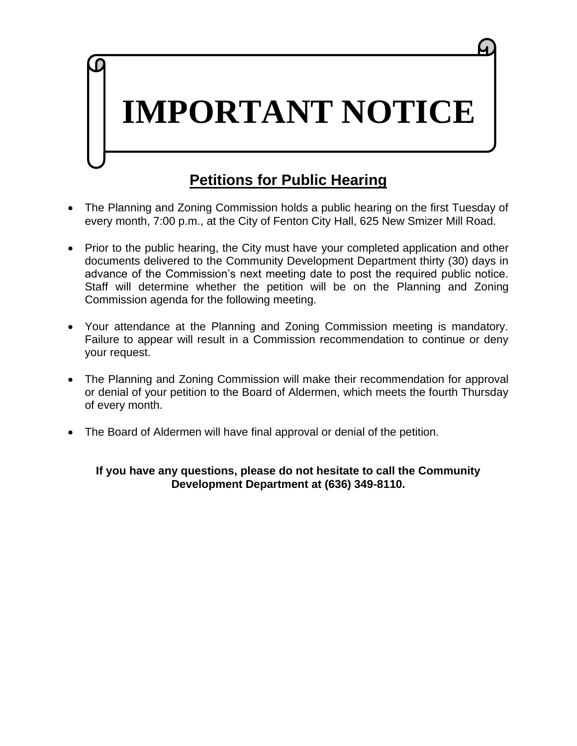# IMPORTANT NOTICE

## Petitions for Public Hearing

- The Planning and Zoning Commission holds a public hearing on the first Tuesday of every month, 7:00 p.m., at the City of Fenton City Hall, 625 New Smizer Mill Road.

- Prior to the public hearing, the City must have your completed application and other documents delivered to the Community Development Department thirty (30) days in advance of the Commission's next meeting date to post the required public notice. Staff will determine whether the petition will be on the Planning and Zoning Commission agenda for the following meeting.

- Your attendance at the Planning and Zoning Commission meeting is mandatory. Failure to appear will result in a Commission recommendation to continue or deny your request.

- The Planning and Zoning Commission will make their recommendation for approval or denial of your petition to the Board of Aldermen, which meets the fourth Thursday of every month.

- The Board of Aldermen will have final approval or denial of the petition.

**If you have any questions, please do not hesitate to call the Community Development Department at (636) 349-8110.**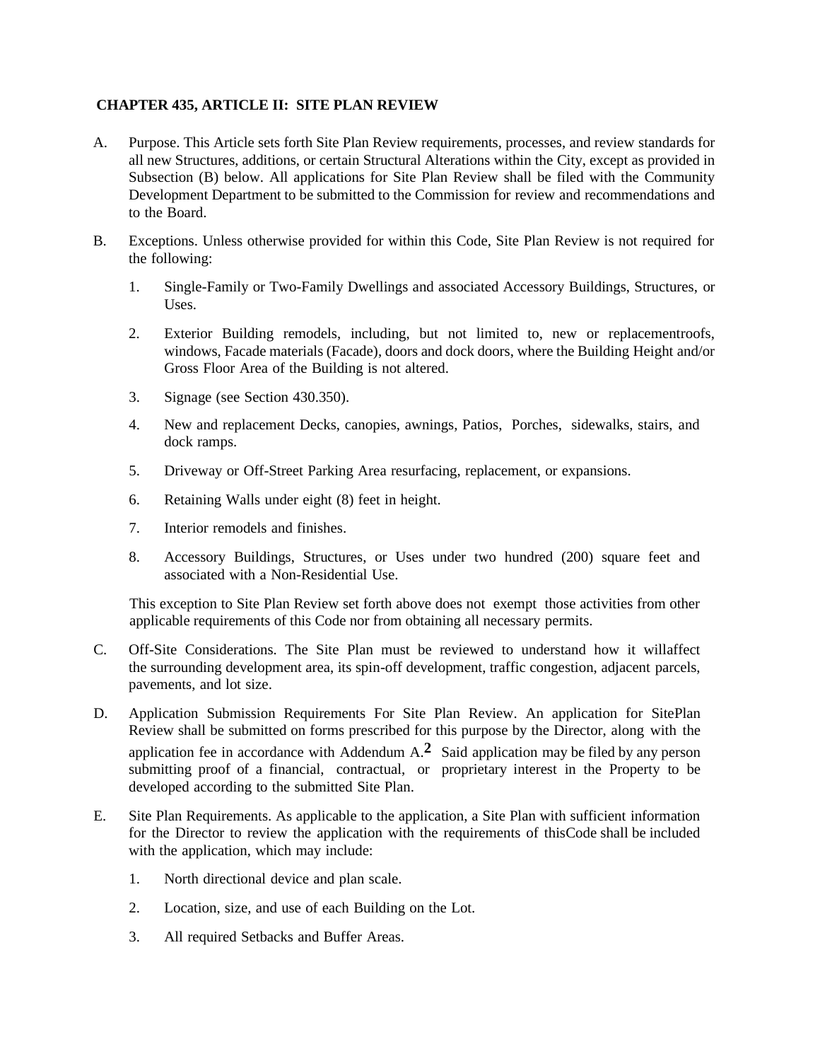**CHAPTER 435, ARTICLE II: SITE PLAN REVIEW**

A. Purpose. This Article sets forth Site Plan Review requirements, processes, and review standards for all new Structures, additions, or certain Structural Alterations within the City, except as provided in Subsection (B) below. All applications for Site Plan Review shall be filed with the Community Development Department to be submitted to the Commission for review and recommendations and to the Board.

B. Exceptions. Unless otherwise provided for within this Code, Site Plan Review is not required for the following:

   1. Single-Family or Two-Family Dwellings and associated Accessory Buildings, Structures, or Uses.

   2. Exterior Building remodels, including, but not limited to, new or replacementroofs, windows, Facade materials (Facade), doors and dock doors, where the Building Height and/or Gross Floor Area of the Building is not altered.

   3. Signage (see Section 430.350).

   4. New and replacement Decks, canopies, awnings, Patios, Porches, sidewalks, stairs, and dock ramps.

   5. Driveway or Off-Street Parking Area resurfacing, replacement, or expansions.

   6. Retaining Walls under eight (8) feet in height.

   7. Interior remodels and finishes.

   8. Accessory Buildings, Structures, or Uses under two hundred (200) square feet and associated with a Non-Residential Use.

   This exception to Site Plan Review set forth above does not exempt those activities from other applicable requirements of this Code nor from obtaining all necessary permits.

C. Off-Site Considerations. The Site Plan must be reviewed to understand how it willaffect the surrounding development area, its spin-off development, traffic congestion, adjacent parcels, pavements, and lot size.

D. Application Submission Requirements For Site Plan Review. An application for SitePlan Review shall be submitted on forms prescribed for this purpose by the Director, along with the application fee in accordance with Addendum A.[2] Said application may be filed by any person submitting proof of a financial, contractual, or proprietary interest in the Property to be developed according to the submitted Site Plan.

E. Site Plan Requirements. As applicable to the application, a Site Plan with sufficient information for the Director to review the application with the requirements of thisCode shall be included with the application, which may include:

   1. North directional device and plan scale.

   2. Location, size, and use of each Building on the Lot.

   3. All required Setbacks and Buffer Areas.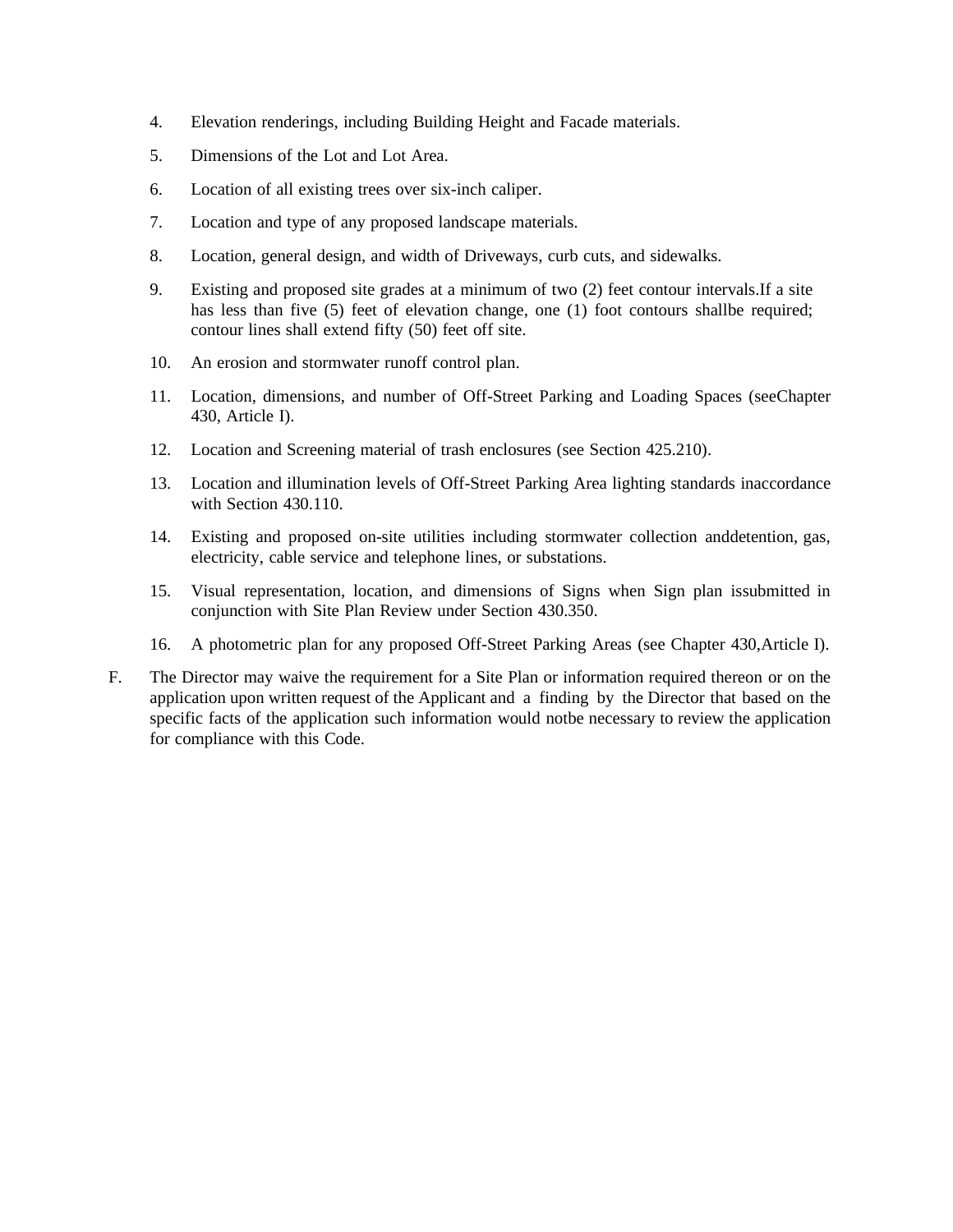4. Elevation renderings, including Building Height and Facade materials.

5. Dimensions of the Lot and Lot Area.

6. Location of all existing trees over six-inch caliper.

7. Location and type of any proposed landscape materials.

8. Location, general design, and width of Driveways, curb cuts, and sidewalks.

9. Existing and proposed site grades at a minimum of two (2) feet contour intervals.If a site has less than five (5) feet of elevation change, one (1) foot contours shallbe required; contour lines shall extend fifty (50) feet off site.

10. An erosion and stormwater runoff control plan.

11. Location, dimensions, and number of Off-Street Parking and Loading Spaces (seeChapter 430, Article I).

12. Location and Screening material of trash enclosures (see Section 425.210).

13. Location and illumination levels of Off-Street Parking Area lighting standards inaccordance with Section 430.110.

14. Existing and proposed on-site utilities including stormwater collection anddetention, gas, electricity, cable service and telephone lines, or substations.

15. Visual representation, location, and dimensions of Signs when Sign plan issubmitted in conjunction with Site Plan Review under Section 430.350.

16. A photometric plan for any proposed Off-Street Parking Areas (see Chapter 430,Article I).

F. The Director may waive the requirement for a Site Plan or information required thereon or on the application upon written request of the Applicant and a finding by the Director that based on the specific facts of the application such information would notbe necessary to review the application for compliance with this Code.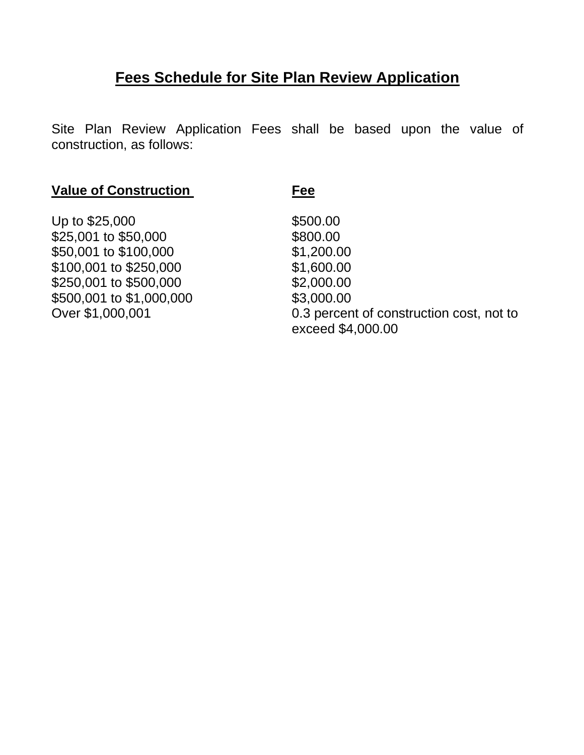# Fees Schedule for Site Plan Review Application

Site Plan Review Application Fees shall be based upon the value of construction, as follows:

| Value of Construction | Fee |
| --- | --- |
| Up to $25,000 | $500.00 |
| $25,001 to $50,000 | $800.00 |
| $50,001 to $100,000 | $1,200.00 |
| $100,001 to $250,000 | $1,600.00 |
| $250,001 to $500,000 | $2,000.00 |
| $500,001 to $1,000,000 | $3,000.00 |
| Over $1,000,001 | 0.3 percent of construction cost, not to exceed $4,000.00 |